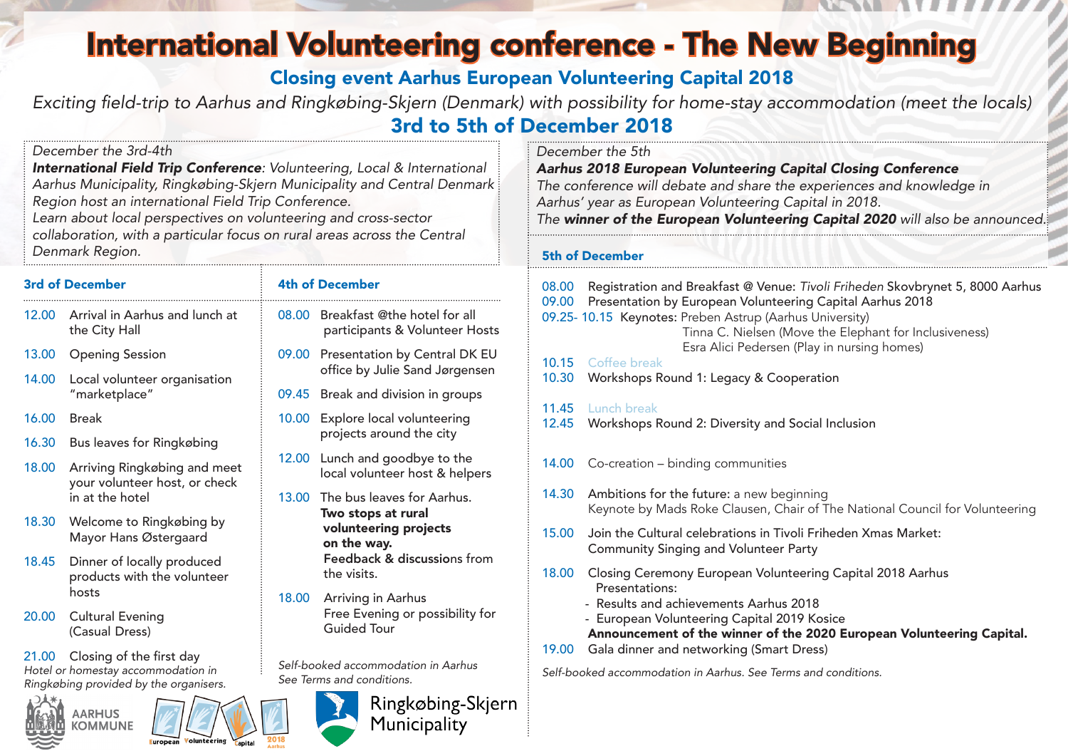# International Volunteering conference - The New Beginning

## Closing event Aarhus European Volunteering Capital 2018

*Exciting field-trip to Aarhus and Ringkøbing-Skjern (Denmark) with possibility for home-stay accommodation (meet the locals)*

## 3rd to 5th of December 2018

*December the 3rd-4th*

***International Field Trip Conference**: Volunteering, Local & International*
*Aarhus Municipality, Ringkøbing-Skjern Municipality and Central Denmark Region host an international Field Trip Conference.*
*Learn about local perspectives on volunteering and cross-sector collaboration, with a particular focus on rural areas across the Central Denmark Region.*

### 3rd of December

- 12.00 Arrival in Aarhus and lunch at the City Hall
- 13.00 Opening Session
- 14.00 Local volunteer organisation "marketplace"
- 16.00 Break
- 16.30 Bus leaves for Ringkøbing
- 18.00 Arriving Ringkøbing and meet your volunteer host, or check in at the hotel
- 18.30 Welcome to Ringkøbing by Mayor Hans Østergaard
- 18.45 Dinner of locally produced products with the volunteer hosts
- 20.00 Cultural Evening (Casual Dress)
- 21.00 Closing of the first day

*Hotel or homestay accommodation in Ringkøbing provided by the organisers.*

### 4th of December

- 08.00 Breakfast @the hotel for all participants & Volunteer Hosts
- 09.00 Presentation by Central DK EU office by Julie Sand Jørgensen
- 09.45 Break and division in groups
- 10.00 Explore local volunteering projects around the city
- 12.00 Lunch and goodbye to the local volunteer host & helpers
- 13.00 The bus leaves for Aarhus. **Two stops at rural volunteering projects on the way.** **Feedback & discussion**s from the visits.
- 18.00 Arriving in Aarhus. Free Evening or possibility for Guided Tour

*Self-booked accommodation in Aarhus*
*See Terms and conditions.*

*December the 5th*

***Aarhus 2018 European Volunteering Capital Closing Conference***
*The conference will debate and share the experiences and knowledge in Aarhus' year as European Volunteering Capital in 2018.*
*The **winner of the European Volunteering Capital 2020** will also be announced.*

### 5th of December

- 08.00 Registration and Breakfast @ Venue: *Tivoli Friheden* Skovbrynet 5, 8000 Aarhus
- 09.00 Presentation by European Volunteering Capital Aarhus 2018
- 09.25- 10.15 Keynotes: Preben Astrup (Aarhus University)
  Tinna C. Nielsen (Move the Elephant for Inclusiveness)
  Esra Alici Pedersen (Play in nursing homes)
- 10.15 Coffee break
- 10.30 Workshops Round 1: Legacy & Cooperation
- 11.45 Lunch break
- 12.45 Workshops Round 2: Diversity and Social Inclusion
- 14.00 Co-creation – binding communities
- 14.30 Ambitions for the future: a new beginning
  Keynote by Mads Roke Clausen, Chair of The National Council for Volunteering
- 15.00 Join the Cultural celebrations in Tivoli Friheden Xmas Market: Community Singing and Volunteer Party
- 18.00 Closing Ceremony European Volunteering Capital 2018 Aarhus
  Presentations:
  - Results and achievements Aarhus 2018
  - European Volunteering Capital 2019 Kosice

  **Announcement of the winner of the 2020 European Volunteering Capital.**
- 19.00 Gala dinner and networking (Smart Dress)

*Self-booked accommodation in Aarhus. See Terms and conditions.*

AARHUS KOMMUNE

European Volunteering Capital 2018 Aarhus

Ringkøbing-Skjern Municipality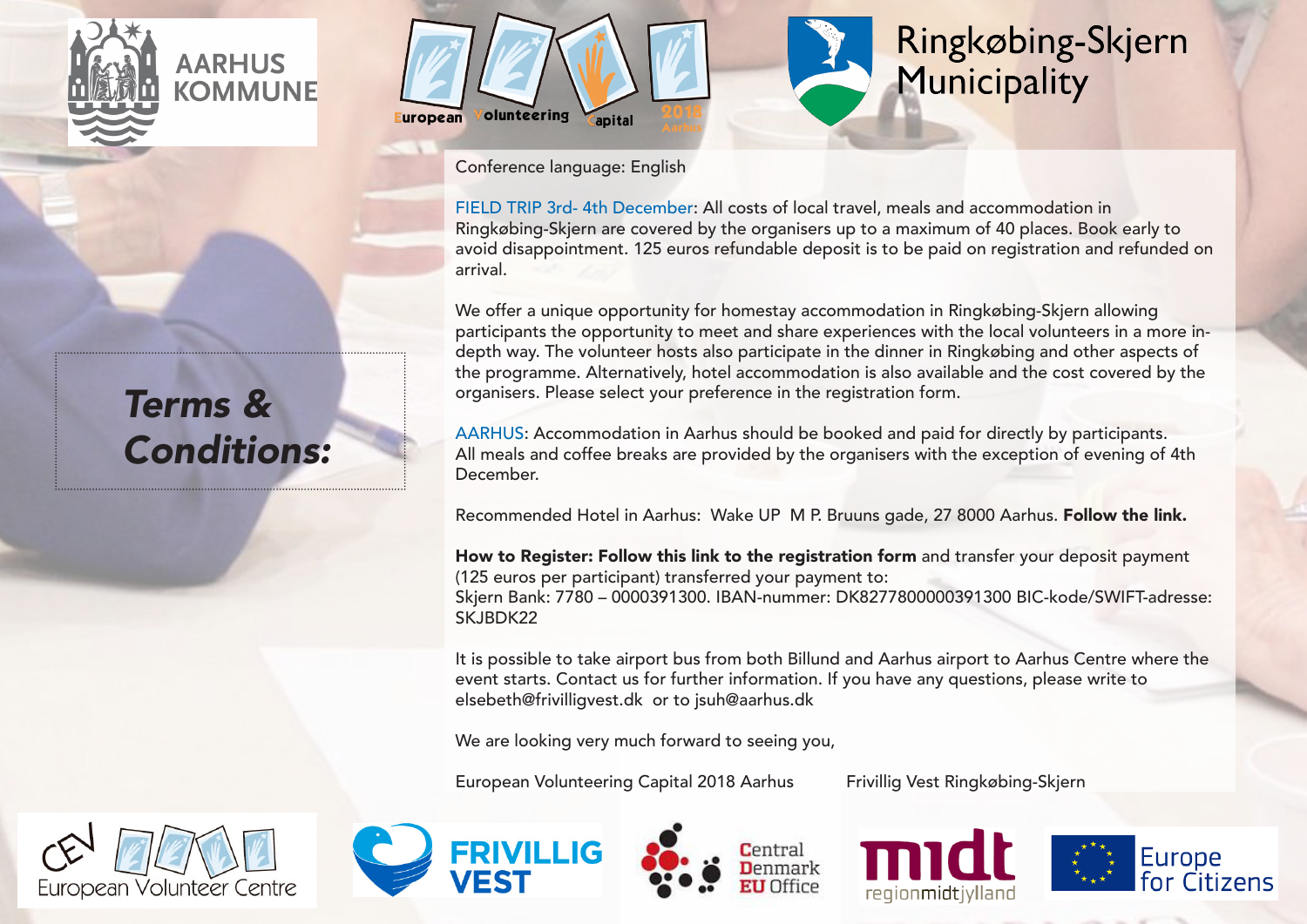# *Terms & Conditions:*

Conference language: English

FIELD TRIP 3rd- 4th December: All costs of local travel, meals and accommodation in Ringkøbing-Skjern are covered by the organisers up to a maximum of 40 places. Book early to avoid disappointment. 125 euros refundable deposit is to be paid on registration and refunded on arrival.

We offer a unique opportunity for homestay accommodation in Ringkøbing-Skjern allowing participants the opportunity to meet and share experiences with the local volunteers in a more in-depth way. The volunteer hosts also participate in the dinner in Ringkøbing and other aspects of the programme. Alternatively, hotel accommodation is also available and the cost covered by the organisers. Please select your preference in the registration form.

AARHUS: Accommodation in Aarhus should be booked and paid for directly by participants. All meals and coffee breaks are provided by the organisers with the exception of evening of 4th December.

Recommended Hotel in Aarhus: Wake UP M P. Bruuns gade, 27 8000 Aarhus. **Follow the link.**

**How to Register: Follow this link to the registration form** and transfer your deposit payment (125 euros per participant) transferred your payment to:
Skjern Bank: 7780 – 0000391300. IBAN-nummer: DK8277800000391300 BIC-kode/SWIFT-adresse: SKJBDK22

It is possible to take airport bus from both Billund and Aarhus airport to Aarhus Centre where the event starts. Contact us for further information. If you have any questions, please write to elsebeth@frivilligvest.dk or to jsuh@aarhus.dk

We are looking very much forward to seeing you,

European Volunteering Capital 2018 Aarhus

Frivillig Vest Ringkøbing-Skjern